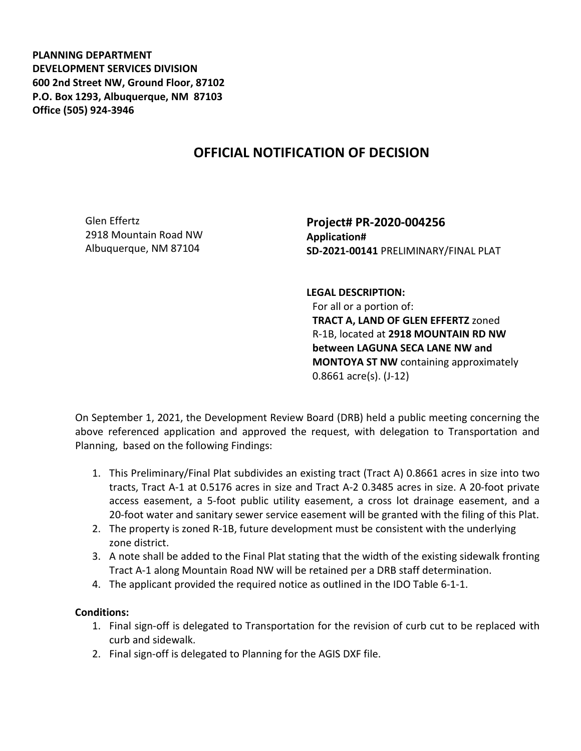**PLANNING DEPARTMENT**
**DEVELOPMENT SERVICES DIVISION**
**600 2nd Street NW, Ground Floor, 87102**
**P.O. Box 1293, Albuquerque, NM 87103**
**Office (505) 924-3946**

# OFFICIAL NOTIFICATION OF DECISION

Glen Effertz
2918 Mountain Road NW
Albuquerque, NM 87104

**Project# PR-2020-004256**
**Application#**
**SD-2021-00141** PRELIMINARY/FINAL PLAT

**LEGAL DESCRIPTION:**
For all or a portion of:
**TRACT A, LAND OF GLEN EFFERTZ** zoned R-1B, located at **2918 MOUNTAIN RD NW between LAGUNA SECA LANE NW and MONTOYA ST NW** containing approximately 0.8661 acre(s). (J-12)

On September 1, 2021, the Development Review Board (DRB) held a public meeting concerning the above referenced application and approved the request, with delegation to Transportation and Planning, based on the following Findings:

1. This Preliminary/Final Plat subdivides an existing tract (Tract A) 0.8661 acres in size into two tracts, Tract A-1 at 0.5176 acres in size and Tract A-2 0.3485 acres in size. A 20-foot private access easement, a 5-foot public utility easement, a cross lot drainage easement, and a 20-foot water and sanitary sewer service easement will be granted with the filing of this Plat.
2. The property is zoned R-1B, future development must be consistent with the underlying zone district.
3. A note shall be added to the Final Plat stating that the width of the existing sidewalk fronting Tract A-1 along Mountain Road NW will be retained per a DRB staff determination.
4. The applicant provided the required notice as outlined in the IDO Table 6-1-1.

**Conditions:**

1. Final sign-off is delegated to Transportation for the revision of curb cut to be replaced with curb and sidewalk.
2. Final sign-off is delegated to Planning for the AGIS DXF file.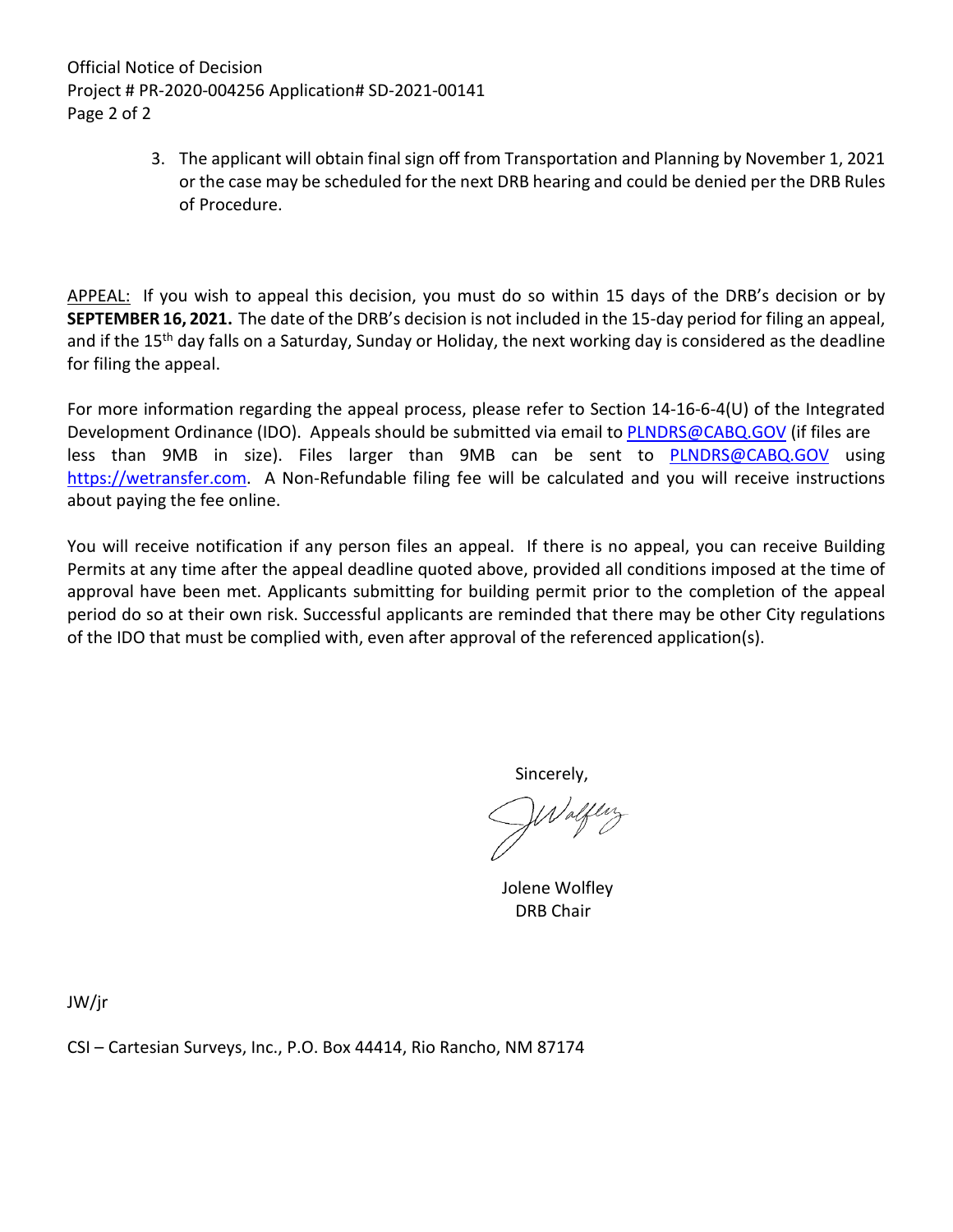3. The applicant will obtain final sign off from Transportation and Planning by November 1, 2021 or the case may be scheduled for the next DRB hearing and could be denied per the DRB Rules of Procedure.

APPEAL: If you wish to appeal this decision, you must do so within 15 days of the DRB's decision or by **SEPTEMBER 16, 2021.** The date of the DRB's decision is not included in the 15-day period for filing an appeal, and if the 15th day falls on a Saturday, Sunday or Holiday, the next working day is considered as the deadline for filing the appeal.

For more information regarding the appeal process, please refer to Section 14-16-6-4(U) of the Integrated Development Ordinance (IDO). Appeals should be submitted via email to PLNDRS@CABQ.GOV (if files are less than 9MB in size). Files larger than 9MB can be sent to PLNDRS@CABQ.GOV using https://wetransfer.com. A Non-Refundable filing fee will be calculated and you will receive instructions about paying the fee online.

You will receive notification if any person files an appeal. If there is no appeal, you can receive Building Permits at any time after the appeal deadline quoted above, provided all conditions imposed at the time of approval have been met. Applicants submitting for building permit prior to the completion of the appeal period do so at their own risk. Successful applicants are reminded that there may be other City regulations of the IDO that must be complied with, even after approval of the referenced application(s).

Sincerely,

JWolfley

Jolene Wolfley
DRB Chair

JW/jr

CSI – Cartesian Surveys, Inc., P.O. Box 44414, Rio Rancho, NM 87174